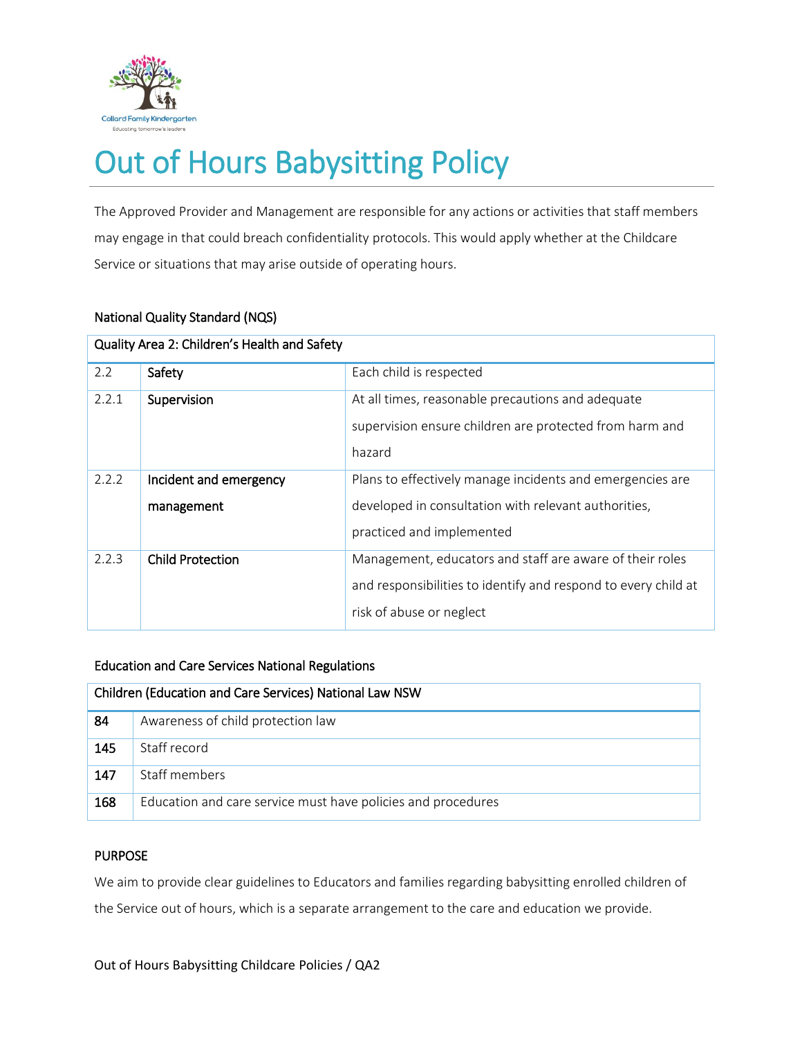# Out of Hours Babysitting Policy

The Approved Provider and Management are responsible for any actions or activities that staff members may engage in that could breach confidentiality protocols. This would apply whether at the Childcare Service or situations that may arise outside of operating hours.

### National Quality Standard (NQS)

| Quality Area 2: Children's Health and Safety | | |
|---|---|---|
| 2.2 | Safety | Each child is respected |
| 2.2.1 | Supervision | At all times, reasonable precautions and adequate supervision ensure children are protected from harm and hazard |
| 2.2.2 | Incident and emergency management | Plans to effectively manage incidents and emergencies are developed in consultation with relevant authorities, practiced and implemented |
| 2.2.3 | Child Protection | Management, educators and staff are aware of their roles and responsibilities to identify and respond to every child at risk of abuse or neglect |

### Education and Care Services National Regulations

| Children (Education and Care Services) National Law NSW | |
|---|---|
| **84** | Awareness of child protection law |
| **145** | Staff record |
| **147** | Staff members |
| **168** | Education and care service must have policies and procedures |

### PURPOSE

We aim to provide clear guidelines to Educators and families regarding babysitting enrolled children of the Service out of hours, which is a separate arrangement to the care and education we provide.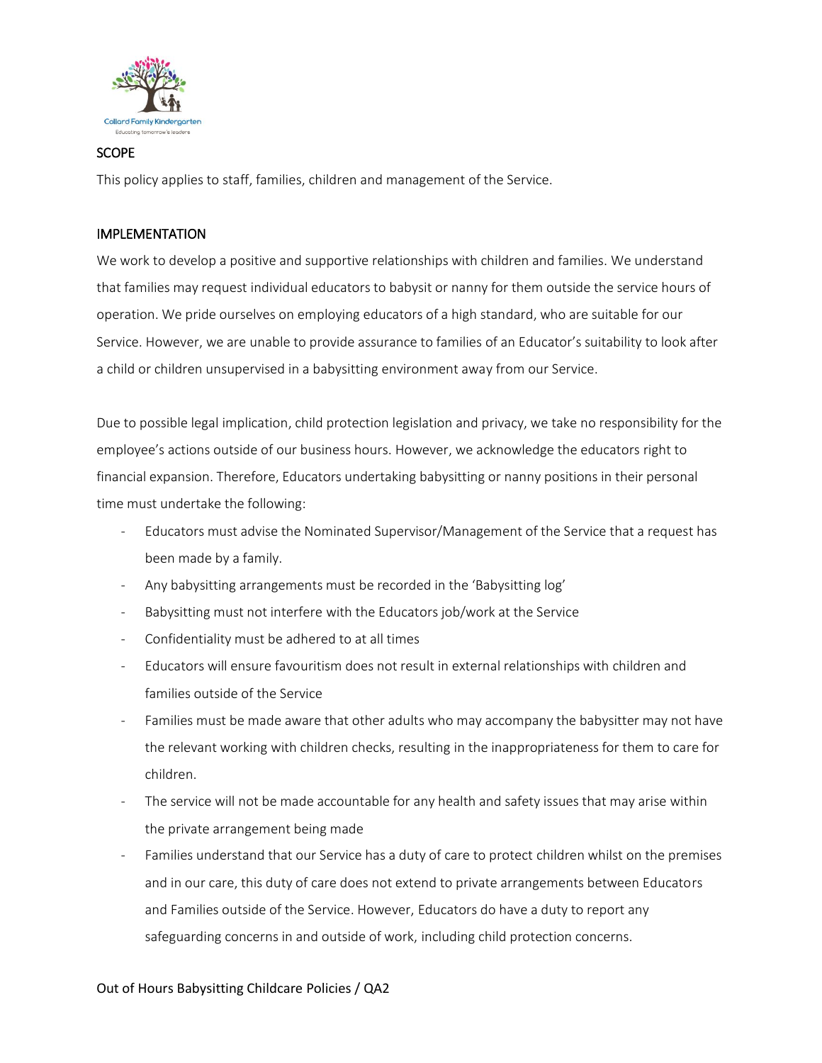## SCOPE

This policy applies to staff, families, children and management of the Service.

## IMPLEMENTATION

We work to develop a positive and supportive relationships with children and families. We understand that families may request individual educators to babysit or nanny for them outside the service hours of operation. We pride ourselves on employing educators of a high standard, who are suitable for our Service. However, we are unable to provide assurance to families of an Educator's suitability to look after a child or children unsupervised in a babysitting environment away from our Service.

Due to possible legal implication, child protection legislation and privacy, we take no responsibility for the employee's actions outside of our business hours. However, we acknowledge the educators right to financial expansion. Therefore, Educators undertaking babysitting or nanny positions in their personal time must undertake the following:

- Educators must advise the Nominated Supervisor/Management of the Service that a request has been made by a family.
- Any babysitting arrangements must be recorded in the 'Babysitting log'
- Babysitting must not interfere with the Educators job/work at the Service
- Confidentiality must be adhered to at all times
- Educators will ensure favouritism does not result in external relationships with children and families outside of the Service
- Families must be made aware that other adults who may accompany the babysitter may not have the relevant working with children checks, resulting in the inappropriateness for them to care for children.
- The service will not be made accountable for any health and safety issues that may arise within the private arrangement being made
- Families understand that our Service has a duty of care to protect children whilst on the premises and in our care, this duty of care does not extend to private arrangements between Educators and Families outside of the Service. However, Educators do have a duty to report any safeguarding concerns in and outside of work, including child protection concerns.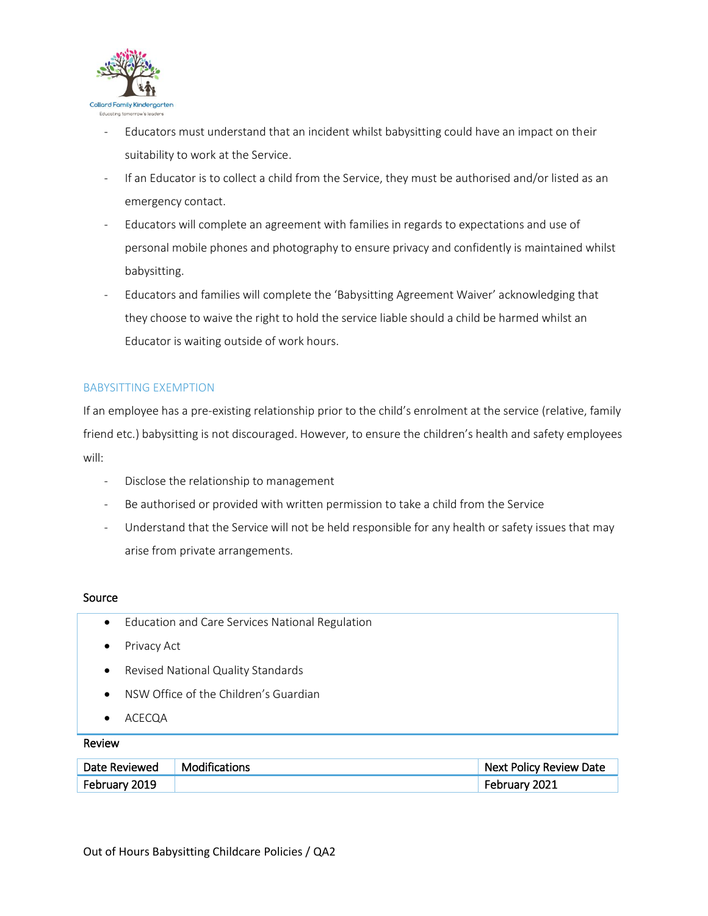- Educators must understand that an incident whilst babysitting could have an impact on their suitability to work at the Service.
- If an Educator is to collect a child from the Service, they must be authorised and/or listed as an emergency contact.
- Educators will complete an agreement with families in regards to expectations and use of personal mobile phones and photography to ensure privacy and confidently is maintained whilst babysitting.
- Educators and families will complete the 'Babysitting Agreement Waiver' acknowledging that they choose to waive the right to hold the service liable should a child be harmed whilst an Educator is waiting outside of work hours.

## BABYSITTING EXEMPTION

If an employee has a pre-existing relationship prior to the child's enrolment at the service (relative, family friend etc.) babysitting is not discouraged. However, to ensure the children's health and safety employees will:

- Disclose the relationship to management
- Be authorised or provided with written permission to take a child from the Service
- Understand that the Service will not be held responsible for any health or safety issues that may arise from private arrangements.

### Source

- Education and Care Services National Regulation
- Privacy Act
- Revised National Quality Standards
- NSW Office of the Children's Guardian
- ACECQA

### Review

| Date Reviewed | Modifications | Next Policy Review Date |
|---|---|---|
| February 2019 | | February 2021 |